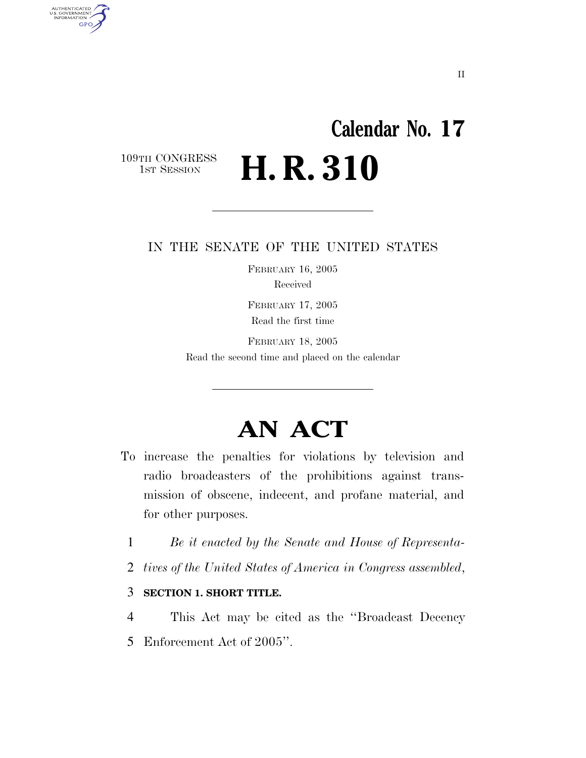II

# Calendar No. 17

109TH CONGRESS
1ST SESSION

# H. R. 310

IN THE SENATE OF THE UNITED STATES

FEBRUARY 16, 2005

Received

FEBRUARY 17, 2005

Read the first time

FEBRUARY 18, 2005

Read the second time and placed on the calendar

# AN ACT

To increase the penalties for violations by television and radio broadcasters of the prohibitions against transmission of obscene, indecent, and profane material, and for other purposes.

1 *Be it enacted by the Senate and House of Representa-*
2 *tives of the United States of America in Congress assembled,*

3 **SECTION 1. SHORT TITLE.**

4 This Act may be cited as the ''Broadcast Decency
5 Enforcement Act of 2005''.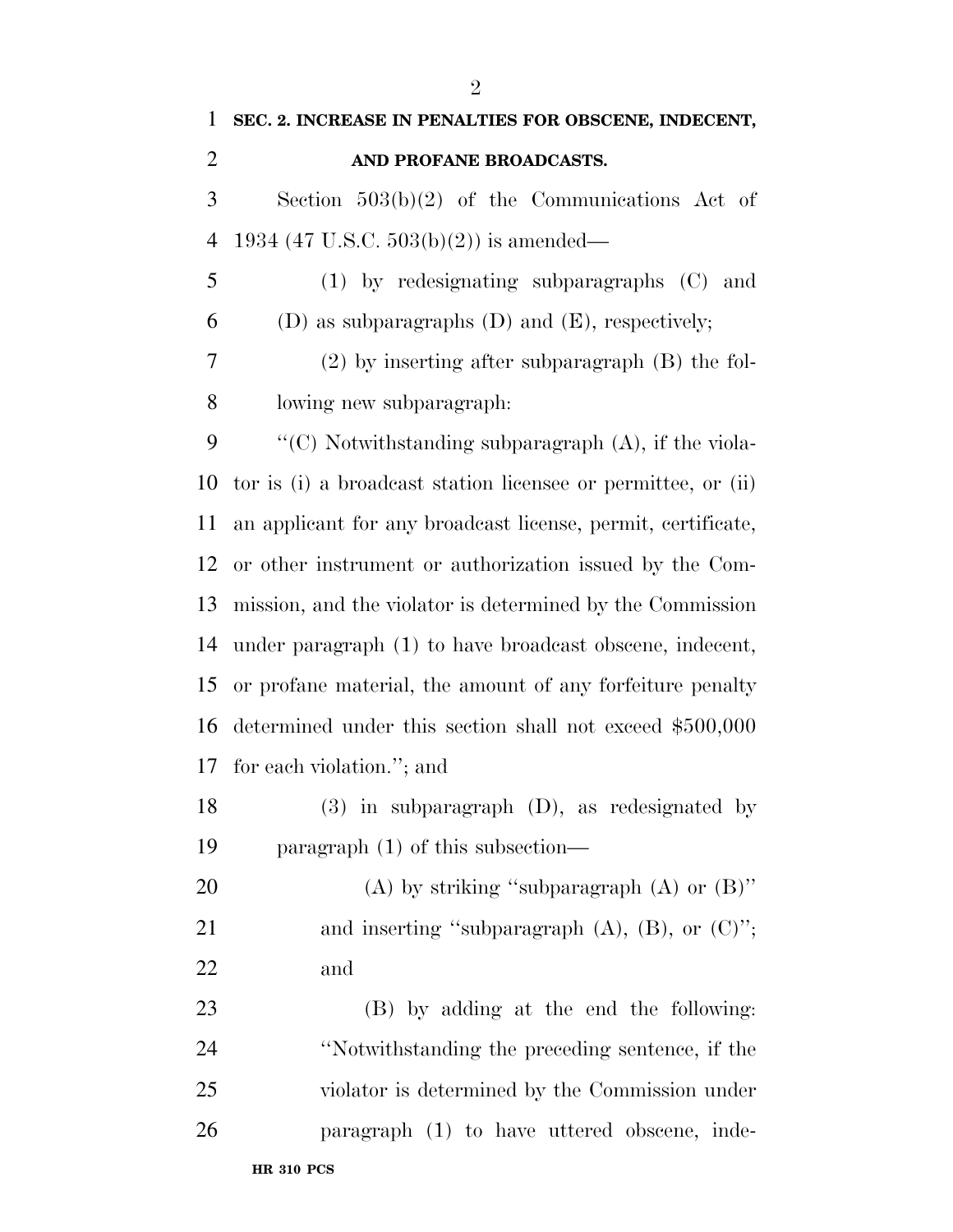**SEC. 2. INCREASE IN PENALTIES FOR OBSCENE, INDECENT, AND PROFANE BROADCASTS.**

Section 503(b)(2) of the Communications Act of 1934 (47 U.S.C. 503(b)(2)) is amended—

(1) by redesignating subparagraphs (C) and (D) as subparagraphs (D) and (E), respectively;

(2) by inserting after subparagraph (B) the following new subparagraph:

''(C) Notwithstanding subparagraph (A), if the violator is (i) a broadcast station licensee or permittee, or (ii) an applicant for any broadcast license, permit, certificate, or other instrument or authorization issued by the Commission, and the violator is determined by the Commission under paragraph (1) to have broadcast obscene, indecent, or profane material, the amount of any forfeiture penalty determined under this section shall not exceed $500,000 for each violation.''; and

(3) in subparagraph (D), as redesignated by paragraph (1) of this subsection—

(A) by striking ''subparagraph (A) or (B)'' and inserting ''subparagraph (A), (B), or (C)''; and

(B) by adding at the end the following: ''Notwithstanding the preceding sentence, if the violator is determined by the Commission under paragraph (1) to have uttered obscene, inde-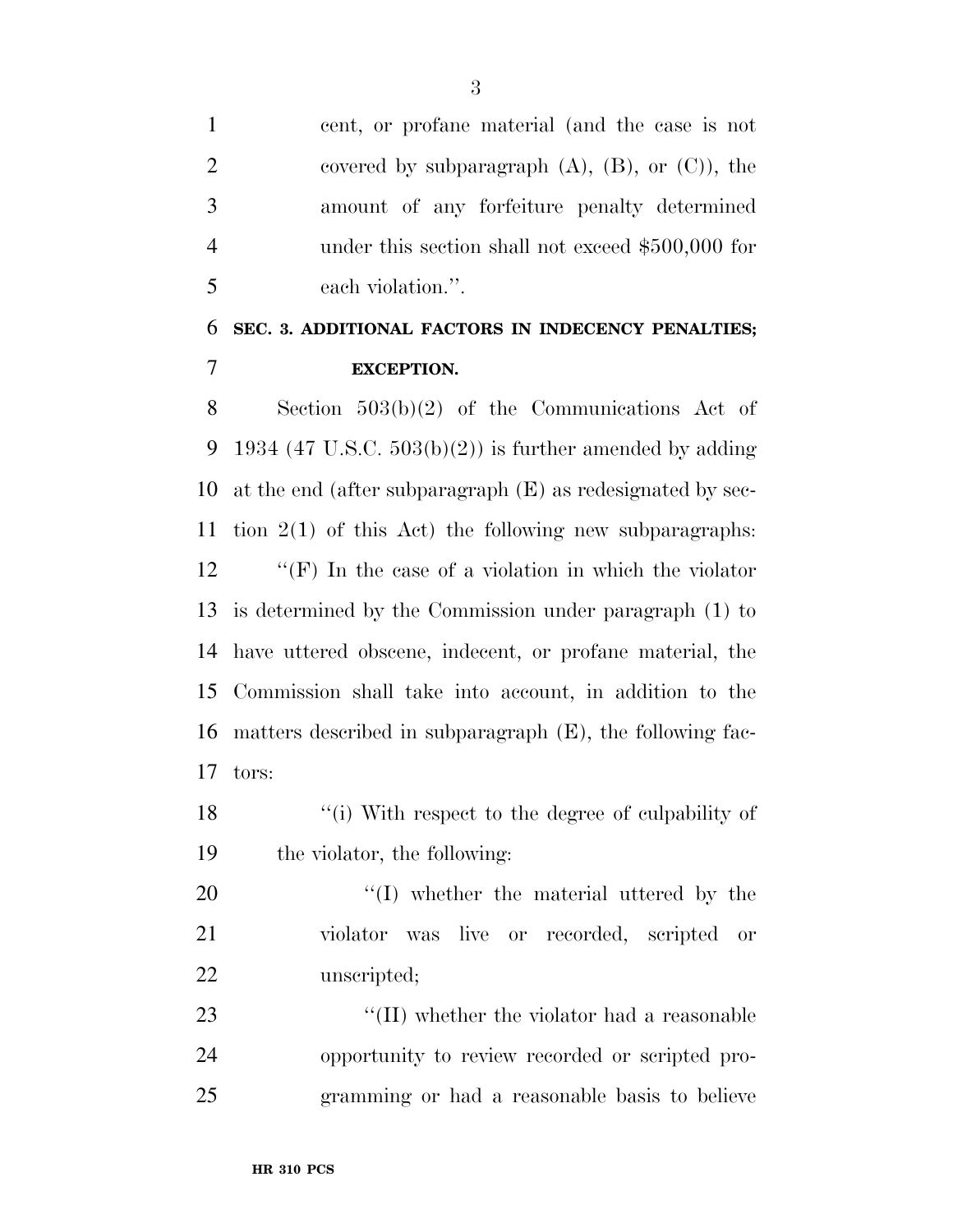cent, or profane material (and the case is not covered by subparagraph (A), (B), or (C)), the amount of any forfeiture penalty determined under this section shall not exceed $500,000 for each violation.''.

**SEC. 3. ADDITIONAL FACTORS IN INDECENCY PENALTIES; EXCEPTION.**

Section 503(b)(2) of the Communications Act of 1934 (47 U.S.C. 503(b)(2)) is further amended by adding at the end (after subparagraph (E) as redesignated by section 2(1) of this Act) the following new subparagraphs:

''(F) In the case of a violation in which the violator is determined by the Commission under paragraph (1) to have uttered obscene, indecent, or profane material, the Commission shall take into account, in addition to the matters described in subparagraph (E), the following factors:

''(i) With respect to the degree of culpability of the violator, the following:

''(I) whether the material uttered by the violator was live or recorded, scripted or unscripted;

''(II) whether the violator had a reasonable opportunity to review recorded or scripted programming or had a reasonable basis to believe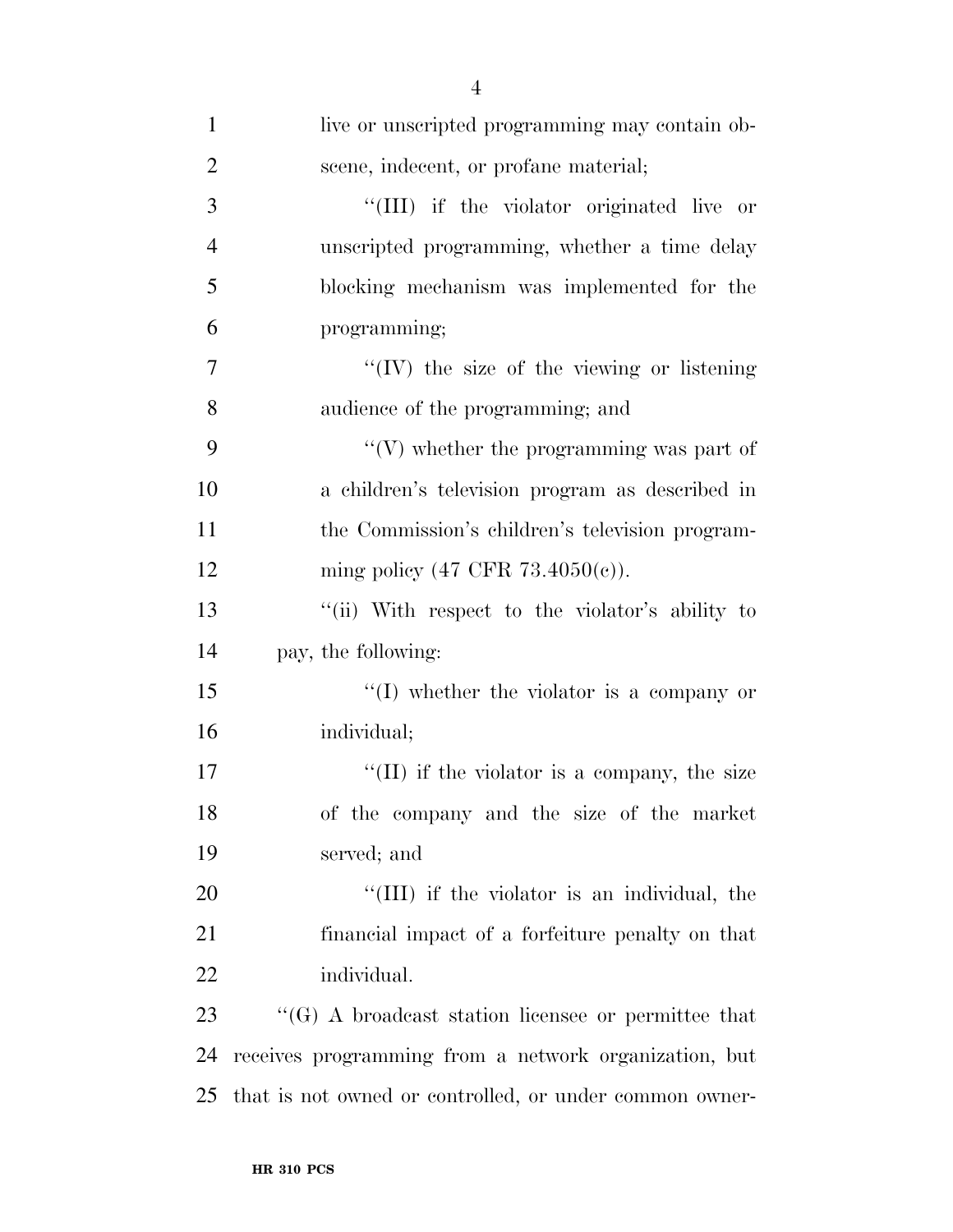live or unscripted programming may contain obscene, indecent, or profane material;

''(III) if the violator originated live or unscripted programming, whether a time delay blocking mechanism was implemented for the programming;

''(IV) the size of the viewing or listening audience of the programming; and

''(V) whether the programming was part of a children's television program as described in the Commission's children's television programming policy (47 CFR 73.4050(c)).

''(ii) With respect to the violator's ability to pay, the following:

''(I) whether the violator is a company or individual;

''(II) if the violator is a company, the size of the company and the size of the market served; and

''(III) if the violator is an individual, the financial impact of a forfeiture penalty on that individual.

''(G) A broadcast station licensee or permittee that receives programming from a network organization, but that is not owned or controlled, or under common owner-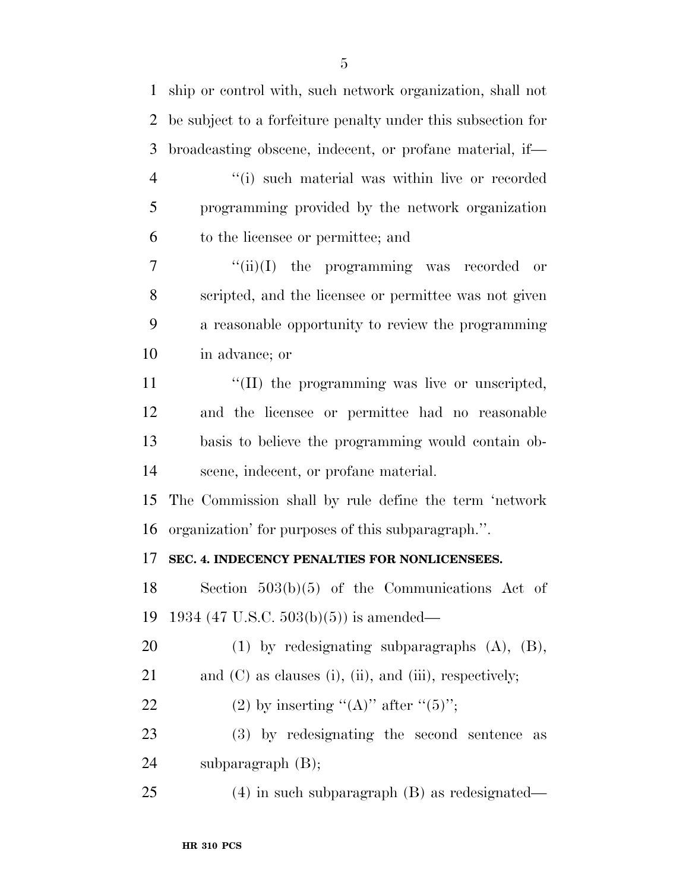ship or control with, such network organization, shall not be subject to a forfeiture penalty under this subsection for broadcasting obscene, indecent, or profane material, if—

''(i) such material was within live or recorded programming provided by the network organization to the licensee or permittee; and

''(ii)(I) the programming was recorded or scripted, and the licensee or permittee was not given a reasonable opportunity to review the programming in advance; or

''(II) the programming was live or unscripted, and the licensee or permittee had no reasonable basis to believe the programming would contain obscene, indecent, or profane material.

The Commission shall by rule define the term 'network organization' for purposes of this subparagraph.''.

**SEC. 4. INDECENCY PENALTIES FOR NONLICENSEES.**

Section 503(b)(5) of the Communications Act of 1934 (47 U.S.C. 503(b)(5)) is amended—

(1) by redesignating subparagraphs (A), (B), and (C) as clauses (i), (ii), and (iii), respectively;

(2) by inserting ''(A)'' after ''(5)'';

(3) by redesignating the second sentence as subparagraph (B);

(4) in such subparagraph (B) as redesignated—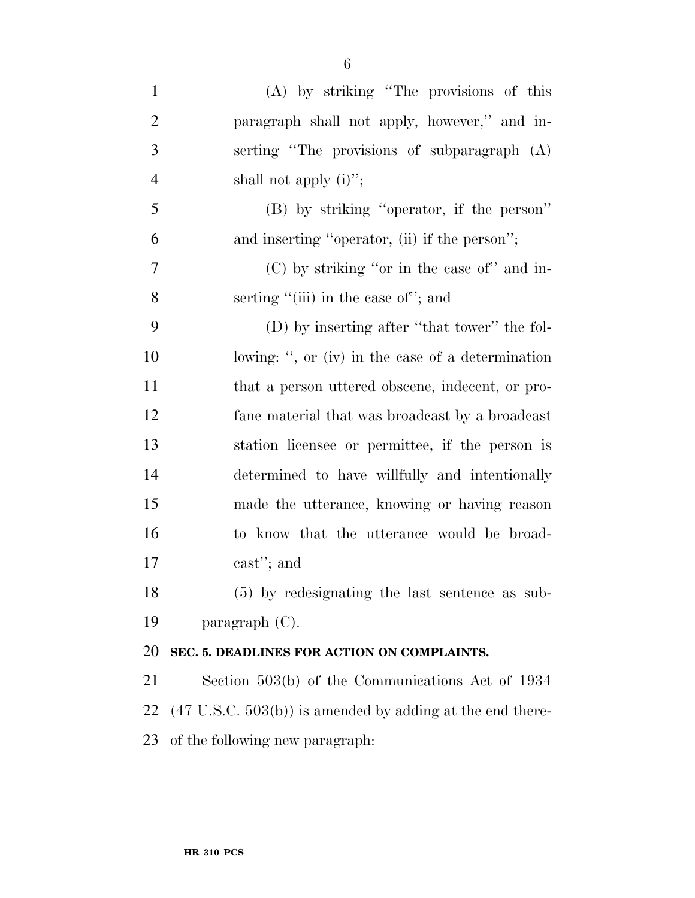(A) by striking "The provisions of this paragraph shall not apply, however," and inserting "The provisions of subparagraph (A) shall not apply (i)";

(B) by striking "operator, if the person" and inserting "operator, (ii) if the person";

(C) by striking "or in the case of" and inserting "(iii) in the case of"; and

(D) by inserting after "that tower" the following: ", or (iv) in the case of a determination that a person uttered obscene, indecent, or profane material that was broadcast by a broadcast station licensee or permittee, if the person is determined to have willfully and intentionally made the utterance, knowing or having reason to know that the utterance would be broadcast"; and

(5) by redesignating the last sentence as subparagraph (C).

**SEC. 5. DEADLINES FOR ACTION ON COMPLAINTS.**

Section 503(b) of the Communications Act of 1934 (47 U.S.C. 503(b)) is amended by adding at the end thereof the following new paragraph: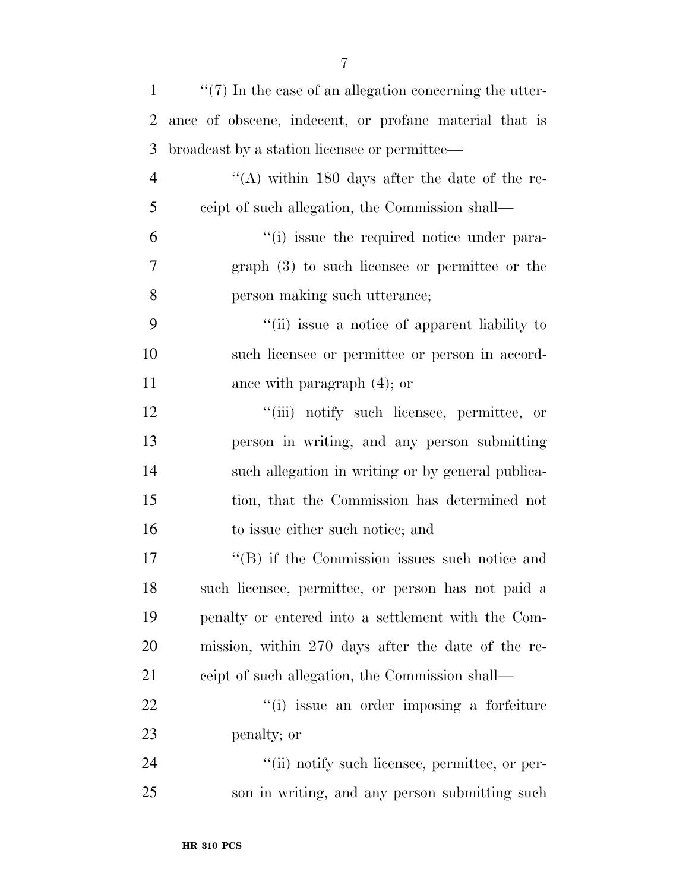''(7) In the case of an allegation concerning the utterance of obscene, indecent, or profane material that is broadcast by a station licensee or permittee—

''(A) within 180 days after the date of the receipt of such allegation, the Commission shall—

''(i) issue the required notice under paragraph (3) to such licensee or permittee or the person making such utterance;

''(ii) issue a notice of apparent liability to such licensee or permittee or person in accordance with paragraph (4); or

''(iii) notify such licensee, permittee, or person in writing, and any person submitting such allegation in writing or by general publication, that the Commission has determined not to issue either such notice; and

''(B) if the Commission issues such notice and such licensee, permittee, or person has not paid a penalty or entered into a settlement with the Commission, within 270 days after the date of the receipt of such allegation, the Commission shall—

''(i) issue an order imposing a forfeiture penalty; or

''(ii) notify such licensee, permittee, or person in writing, and any person submitting such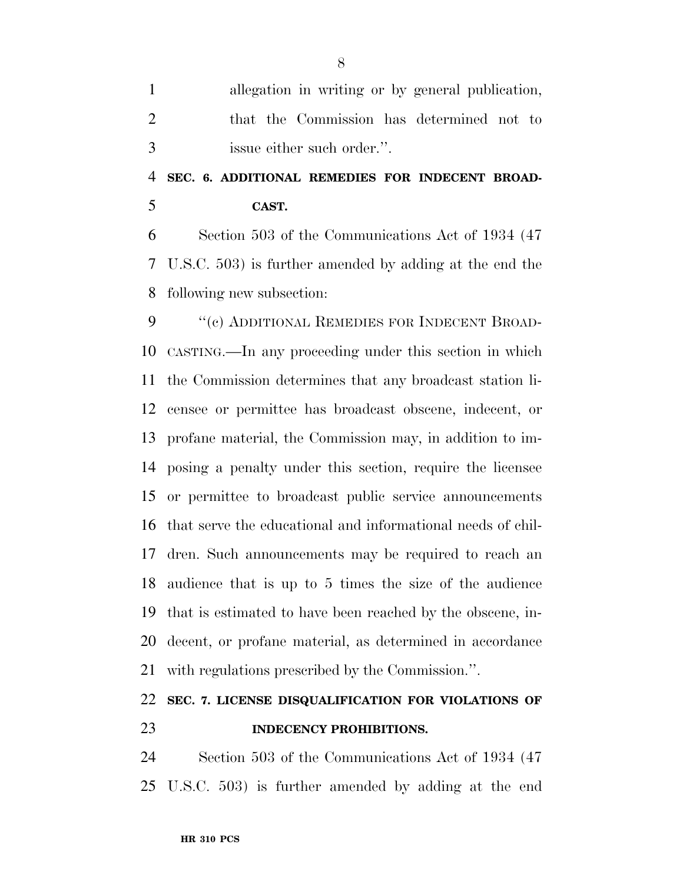allegation in writing or by general publication, that the Commission has determined not to issue either such order.''.

**SEC. 6. ADDITIONAL REMEDIES FOR INDECENT BROADCAST.**

Section 503 of the Communications Act of 1934 (47 U.S.C. 503) is further amended by adding at the end the following new subsection:

''(c) ADDITIONAL REMEDIES FOR INDECENT BROADCASTING.—In any proceeding under this section in which the Commission determines that any broadcast station licensee or permittee has broadcast obscene, indecent, or profane material, the Commission may, in addition to imposing a penalty under this section, require the licensee or permittee to broadcast public service announcements that serve the educational and informational needs of children. Such announcements may be required to reach an audience that is up to 5 times the size of the audience that is estimated to have been reached by the obscene, indecent, or profane material, as determined in accordance with regulations prescribed by the Commission.''.

**SEC. 7. LICENSE DISQUALIFICATION FOR VIOLATIONS OF INDECENCY PROHIBITIONS.**

Section 503 of the Communications Act of 1934 (47 U.S.C. 503) is further amended by adding at the end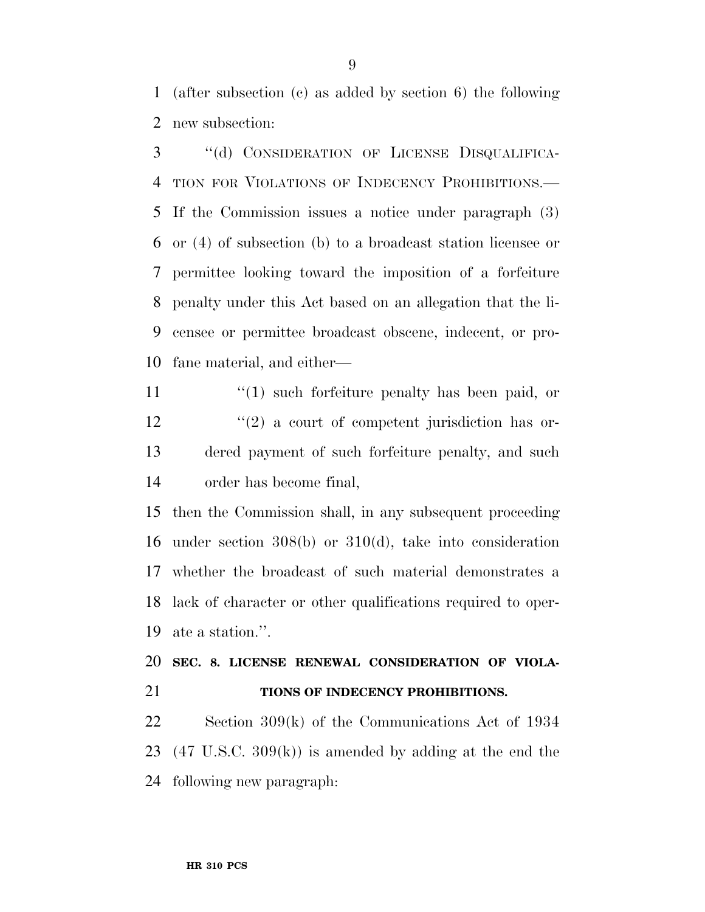(after subsection (c) as added by section 6) the following new subsection:

"(d) CONSIDERATION OF LICENSE DISQUALIFICATION FOR VIOLATIONS OF INDECENCY PROHIBITIONS.—If the Commission issues a notice under paragraph (3) or (4) of subsection (b) to a broadcast station licensee or permittee looking toward the imposition of a forfeiture penalty under this Act based on an allegation that the licensee or permittee broadcast obscene, indecent, or profane material, and either—

"(1) such forfeiture penalty has been paid, or

"(2) a court of competent jurisdiction has ordered payment of such forfeiture penalty, and such order has become final,

then the Commission shall, in any subsequent proceeding under section 308(b) or 310(d), take into consideration whether the broadcast of such material demonstrates a lack of character or other qualifications required to operate a station.".

## SEC. 8. LICENSE RENEWAL CONSIDERATION OF VIOLATIONS OF INDECENCY PROHIBITIONS.

Section 309(k) of the Communications Act of 1934 (47 U.S.C. 309(k)) is amended by adding at the end the following new paragraph: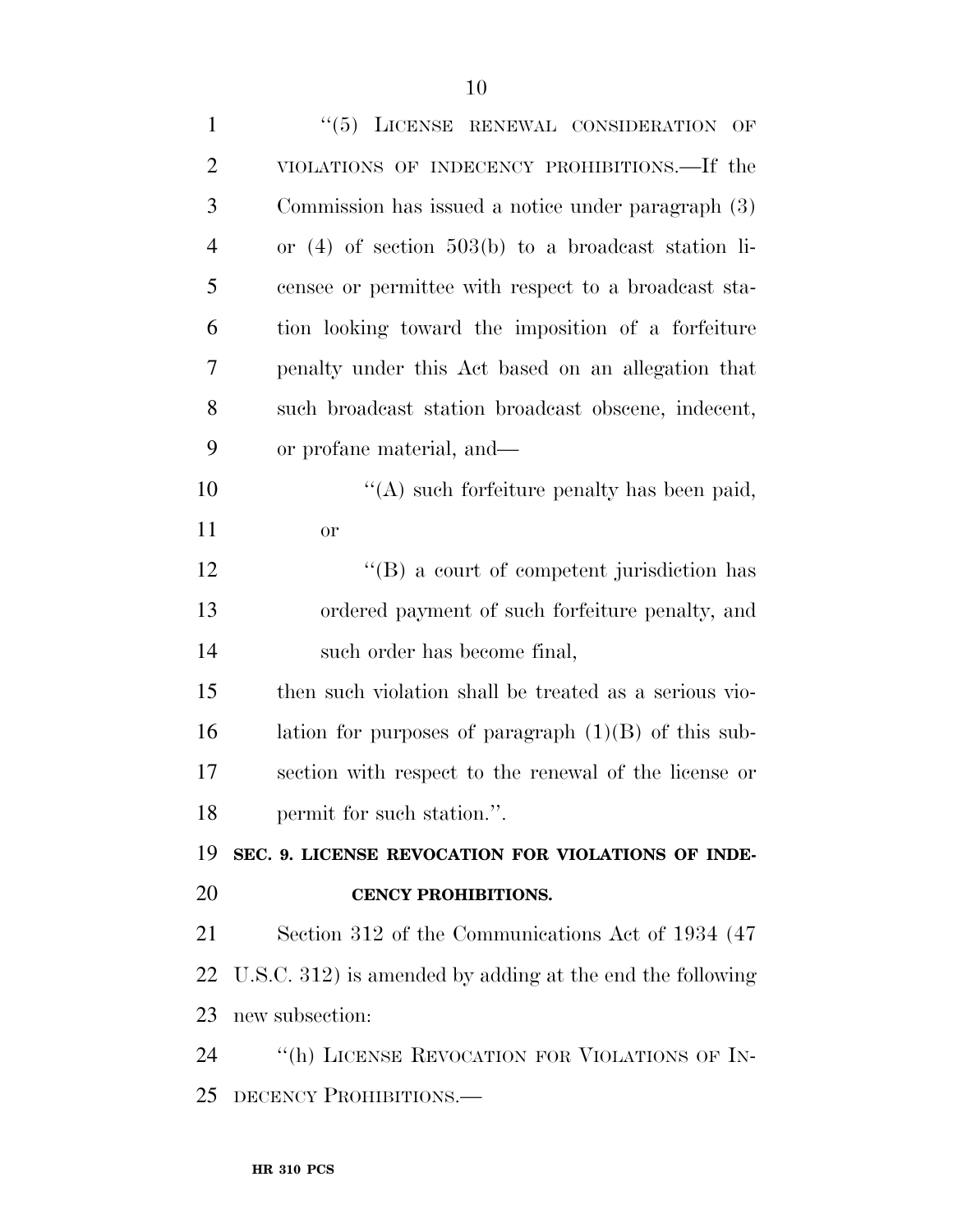"(5) LICENSE RENEWAL CONSIDERATION OF VIOLATIONS OF INDECENCY PROHIBITIONS.—If the Commission has issued a notice under paragraph (3) or (4) of section 503(b) to a broadcast station licensee or permittee with respect to a broadcast station looking toward the imposition of a forfeiture penalty under this Act based on an allegation that such broadcast station broadcast obscene, indecent, or profane material, and—

"(A) such forfeiture penalty has been paid, or

"(B) a court of competent jurisdiction has ordered payment of such forfeiture penalty, and such order has become final,

then such violation shall be treated as a serious violation for purposes of paragraph (1)(B) of this subsection with respect to the renewal of the license or permit for such station.".

**SEC. 9. LICENSE REVOCATION FOR VIOLATIONS OF INDECENCY PROHIBITIONS.**

Section 312 of the Communications Act of 1934 (47 U.S.C. 312) is amended by adding at the end the following new subsection:

"(h) LICENSE REVOCATION FOR VIOLATIONS OF INDECENCY PROHIBITIONS.—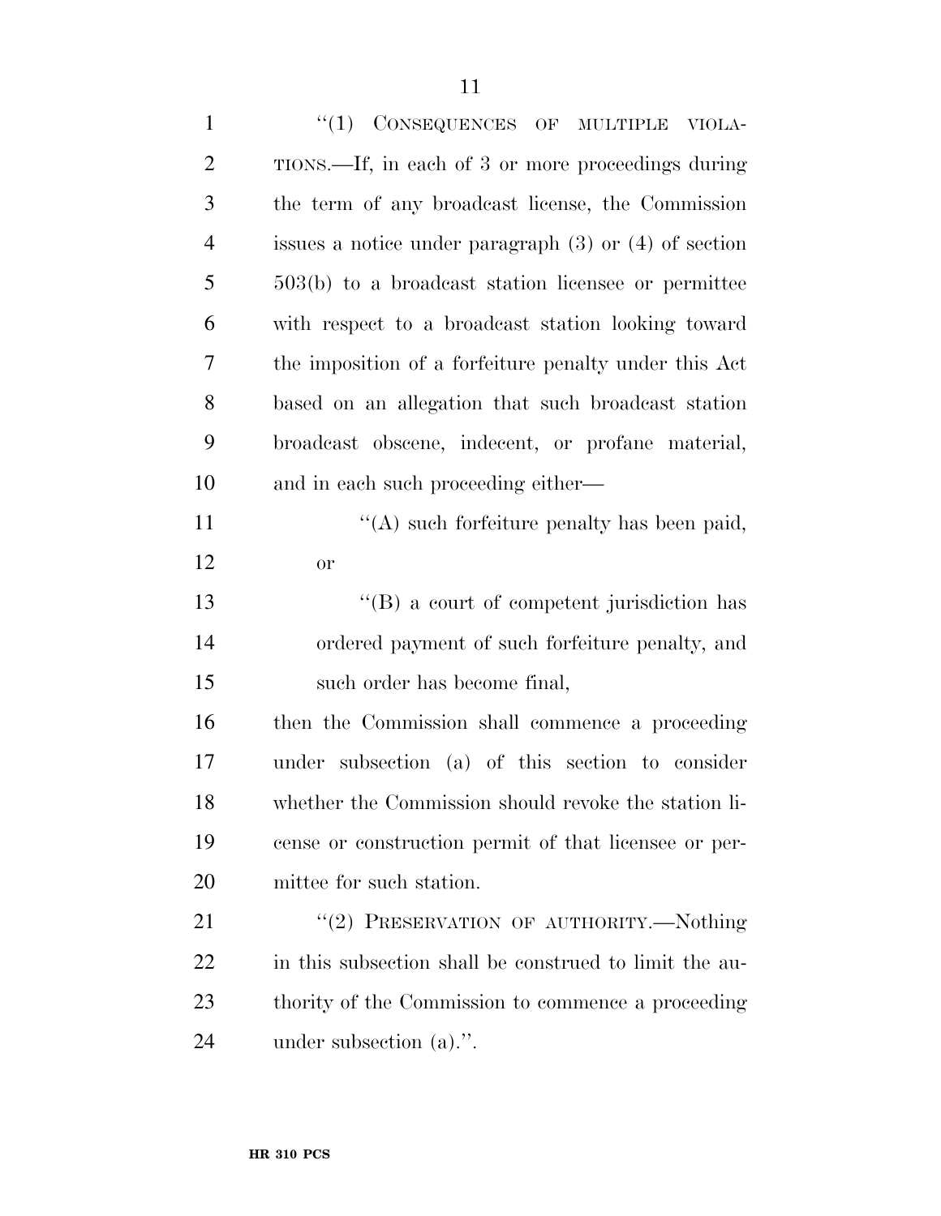"(1) CONSEQUENCES OF MULTIPLE VIOLATIONS.—If, in each of 3 or more proceedings during the term of any broadcast license, the Commission issues a notice under paragraph (3) or (4) of section 503(b) to a broadcast station licensee or permittee with respect to a broadcast station looking toward the imposition of a forfeiture penalty under this Act based on an allegation that such broadcast station broadcast obscene, indecent, or profane material, and in each such proceeding either—

"(A) such forfeiture penalty has been paid, or

"(B) a court of competent jurisdiction has ordered payment of such forfeiture penalty, and such order has become final,

then the Commission shall commence a proceeding under subsection (a) of this section to consider whether the Commission should revoke the station license or construction permit of that licensee or permittee for such station.

"(2) PRESERVATION OF AUTHORITY.—Nothing in this subsection shall be construed to limit the authority of the Commission to commence a proceeding under subsection (a).".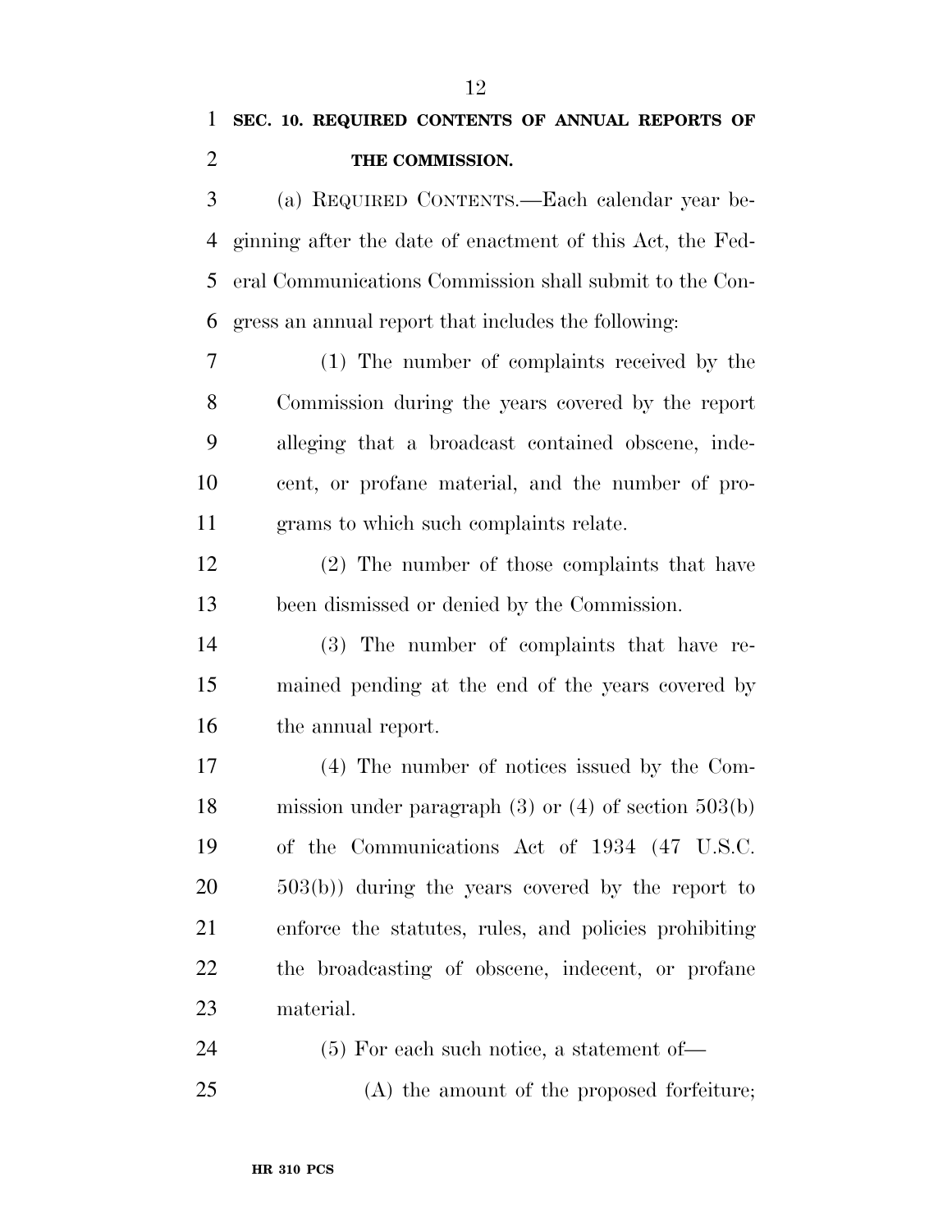**SEC. 10. REQUIRED CONTENTS OF ANNUAL REPORTS OF THE COMMISSION.**

(a) REQUIRED CONTENTS.—Each calendar year beginning after the date of enactment of this Act, the Federal Communications Commission shall submit to the Congress an annual report that includes the following:

(1) The number of complaints received by the Commission during the years covered by the report alleging that a broadcast contained obscene, indecent, or profane material, and the number of programs to which such complaints relate.

(2) The number of those complaints that have been dismissed or denied by the Commission.

(3) The number of complaints that have remained pending at the end of the years covered by the annual report.

(4) The number of notices issued by the Commission under paragraph (3) or (4) of section 503(b) of the Communications Act of 1934 (47 U.S.C. 503(b)) during the years covered by the report to enforce the statutes, rules, and policies prohibiting the broadcasting of obscene, indecent, or profane material.

(5) For each such notice, a statement of—

(A) the amount of the proposed forfeiture;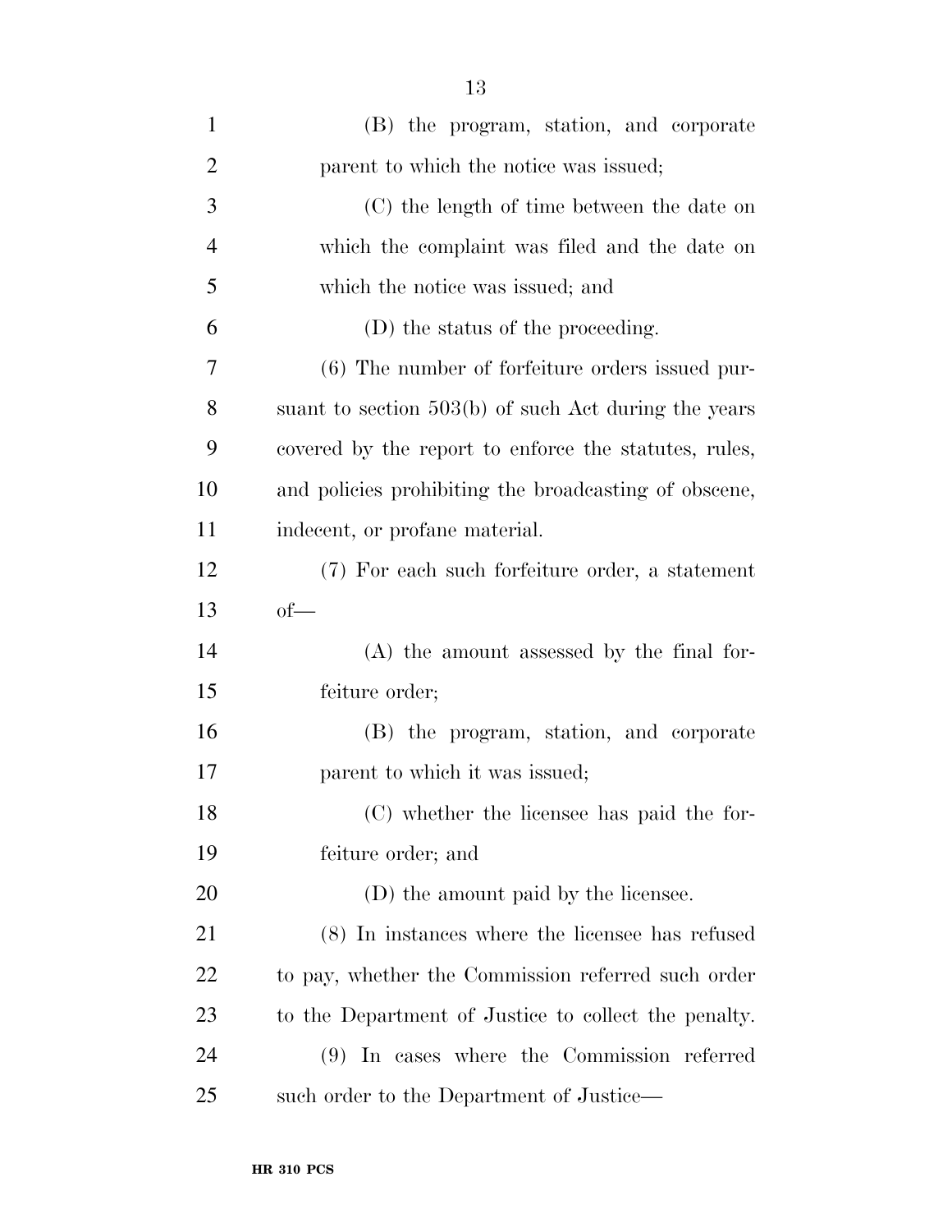(B) the program, station, and corporate parent to which the notice was issued;

(C) the length of time between the date on which the complaint was filed and the date on which the notice was issued; and

(D) the status of the proceeding.

(6) The number of forfeiture orders issued pursuant to section 503(b) of such Act during the years covered by the report to enforce the statutes, rules, and policies prohibiting the broadcasting of obscene, indecent, or profane material.

(7) For each such forfeiture order, a statement of—

(A) the amount assessed by the final forfeiture order;

(B) the program, station, and corporate parent to which it was issued;

(C) whether the licensee has paid the forfeiture order; and

(D) the amount paid by the licensee.

(8) In instances where the licensee has refused to pay, whether the Commission referred such order to the Department of Justice to collect the penalty.

(9) In cases where the Commission referred such order to the Department of Justice—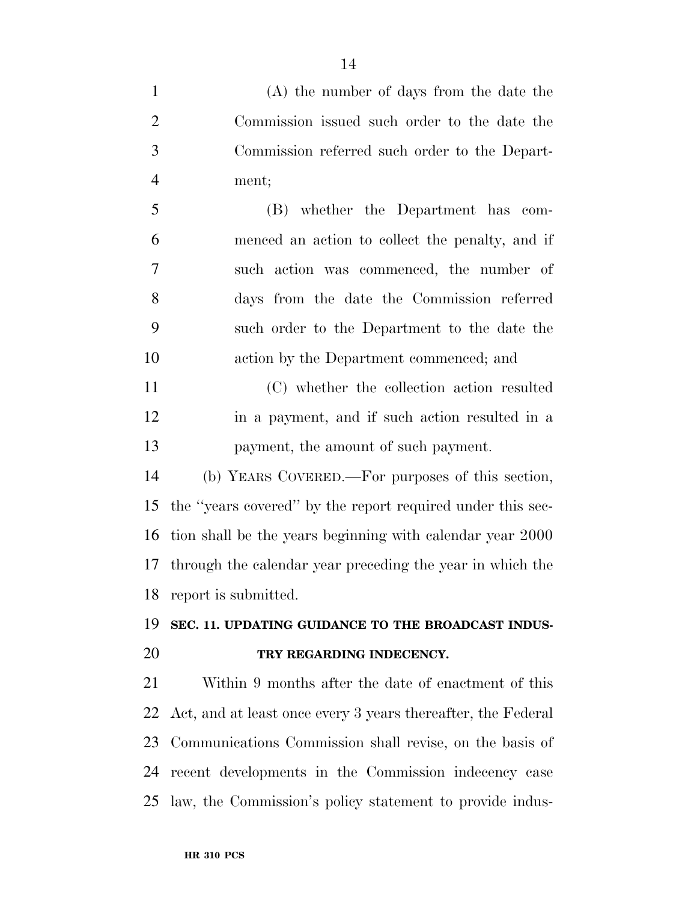(A) the number of days from the date the Commission issued such order to the date the Commission referred such order to the Department;

(B) whether the Department has commenced an action to collect the penalty, and if such action was commenced, the number of days from the date the Commission referred such order to the Department to the date the action by the Department commenced; and

(C) whether the collection action resulted in a payment, and if such action resulted in a payment, the amount of such payment.

(b) YEARS COVERED.—For purposes of this section, the "years covered" by the report required under this section shall be the years beginning with calendar year 2000 through the calendar year preceding the year in which the report is submitted.

## SEC. 11. UPDATING GUIDANCE TO THE BROADCAST INDUSTRY REGARDING INDECENCY.

Within 9 months after the date of enactment of this Act, and at least once every 3 years thereafter, the Federal Communications Commission shall revise, on the basis of recent developments in the Commission indecency case law, the Commission's policy statement to provide indus-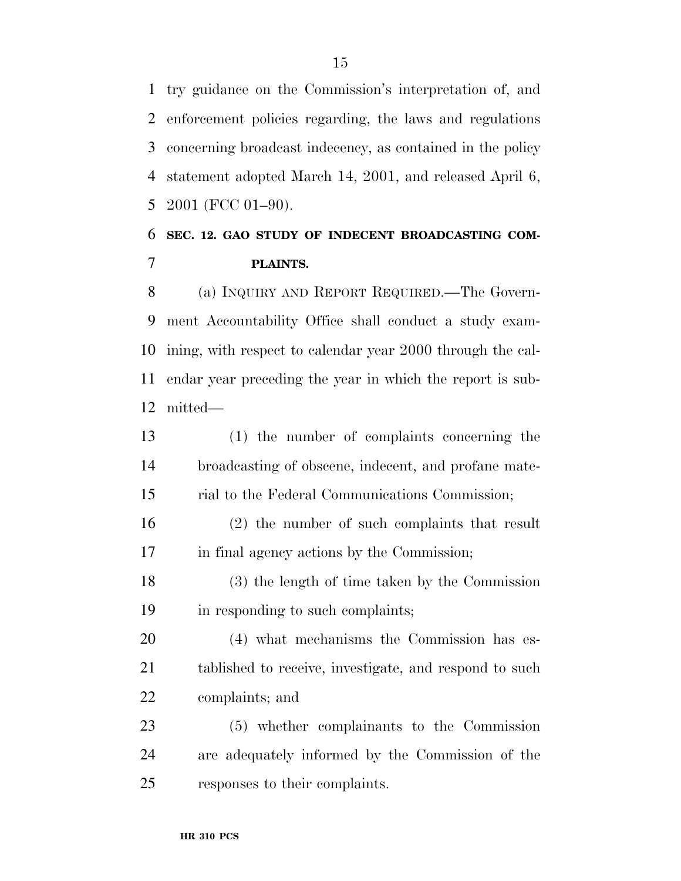try guidance on the Commission's interpretation of, and enforcement policies regarding, the laws and regulations concerning broadcast indecency, as contained in the policy statement adopted March 14, 2001, and released April 6, 2001 (FCC 01–90).

### SEC. 12. GAO STUDY OF INDECENT BROADCASTING COMPLAINTS.

(a) INQUIRY AND REPORT REQUIRED.—The Government Accountability Office shall conduct a study examining, with respect to calendar year 2000 through the calendar year preceding the year in which the report is submitted—

(1) the number of complaints concerning the broadcasting of obscene, indecent, and profane material to the Federal Communications Commission;

(2) the number of such complaints that result in final agency actions by the Commission;

(3) the length of time taken by the Commission in responding to such complaints;

(4) what mechanisms the Commission has established to receive, investigate, and respond to such complaints; and

(5) whether complainants to the Commission are adequately informed by the Commission of the responses to their complaints.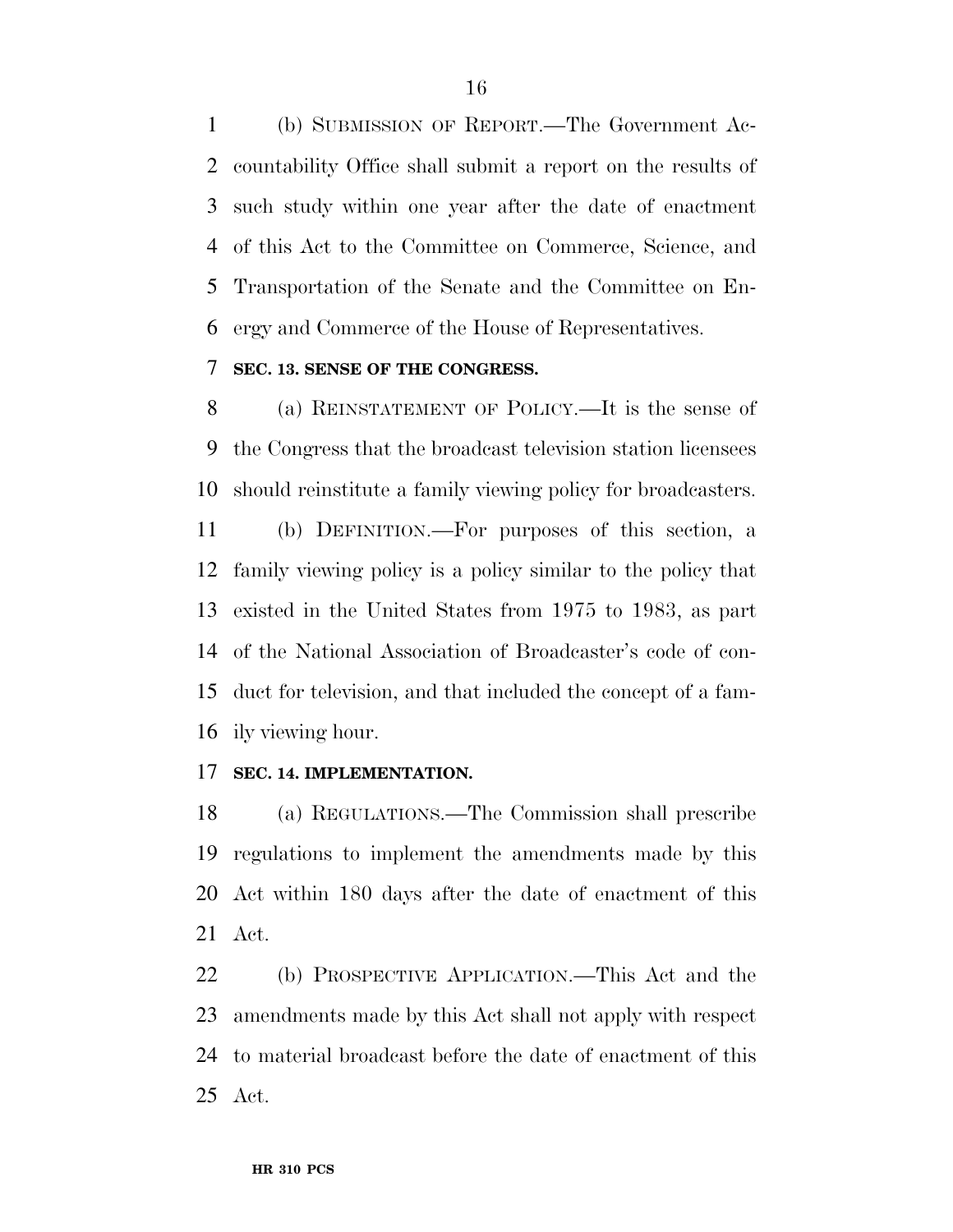(b) SUBMISSION OF REPORT.—The Government Accountability Office shall submit a report on the results of such study within one year after the date of enactment of this Act to the Committee on Commerce, Science, and Transportation of the Senate and the Committee on Energy and Commerce of the House of Representatives.

**SEC. 13. SENSE OF THE CONGRESS.**

(a) REINSTATEMENT OF POLICY.—It is the sense of the Congress that the broadcast television station licensees should reinstitute a family viewing policy for broadcasters.

(b) DEFINITION.—For purposes of this section, a family viewing policy is a policy similar to the policy that existed in the United States from 1975 to 1983, as part of the National Association of Broadcaster's code of conduct for television, and that included the concept of a family viewing hour.

**SEC. 14. IMPLEMENTATION.**

(a) REGULATIONS.—The Commission shall prescribe regulations to implement the amendments made by this Act within 180 days after the date of enactment of this Act.

(b) PROSPECTIVE APPLICATION.—This Act and the amendments made by this Act shall not apply with respect to material broadcast before the date of enactment of this Act.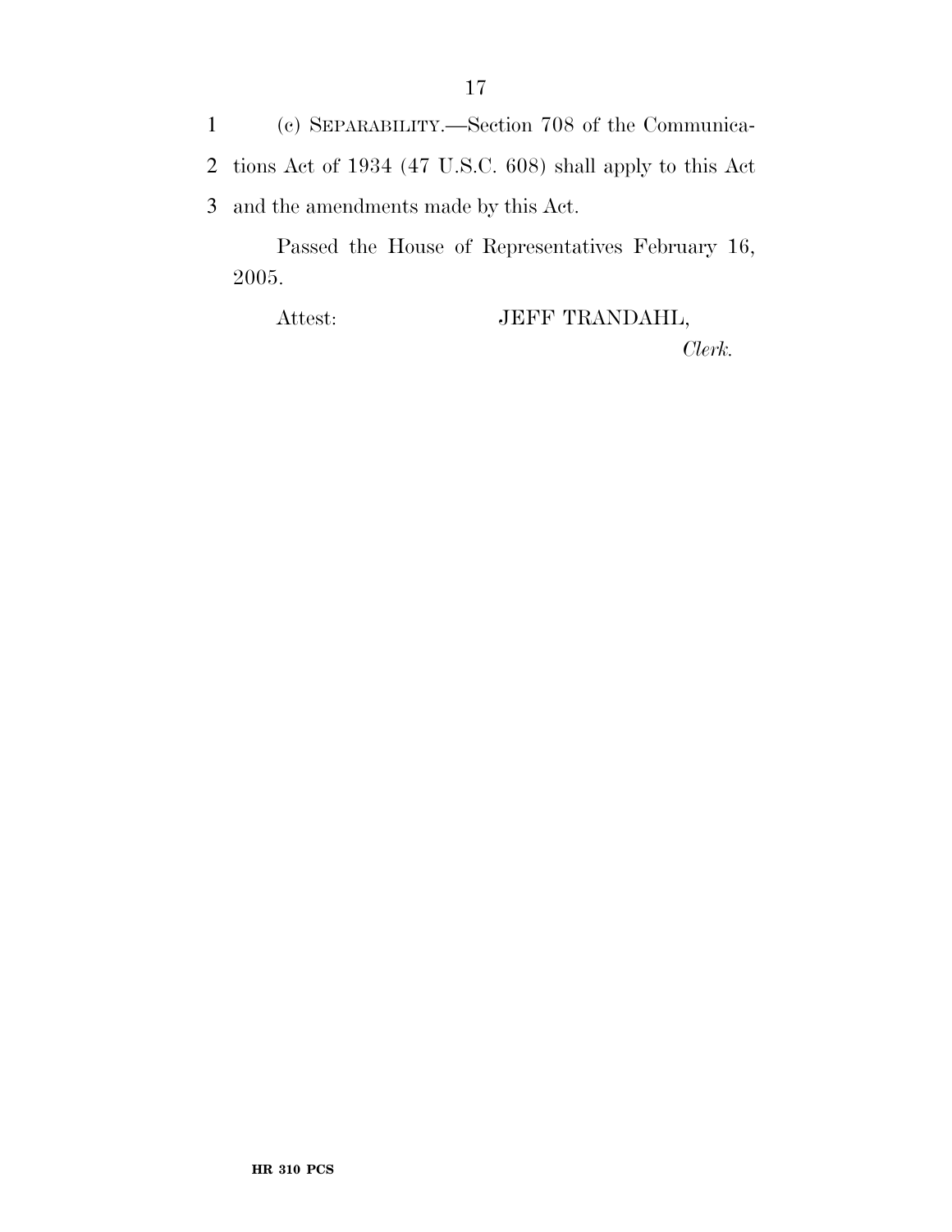(c) SEPARABILITY.—Section 708 of the Communications Act of 1934 (47 U.S.C. 608) shall apply to this Act and the amendments made by this Act.

Passed the House of Representatives February 16, 2005.

Attest: JEFF TRANDAHL,

*Clerk.*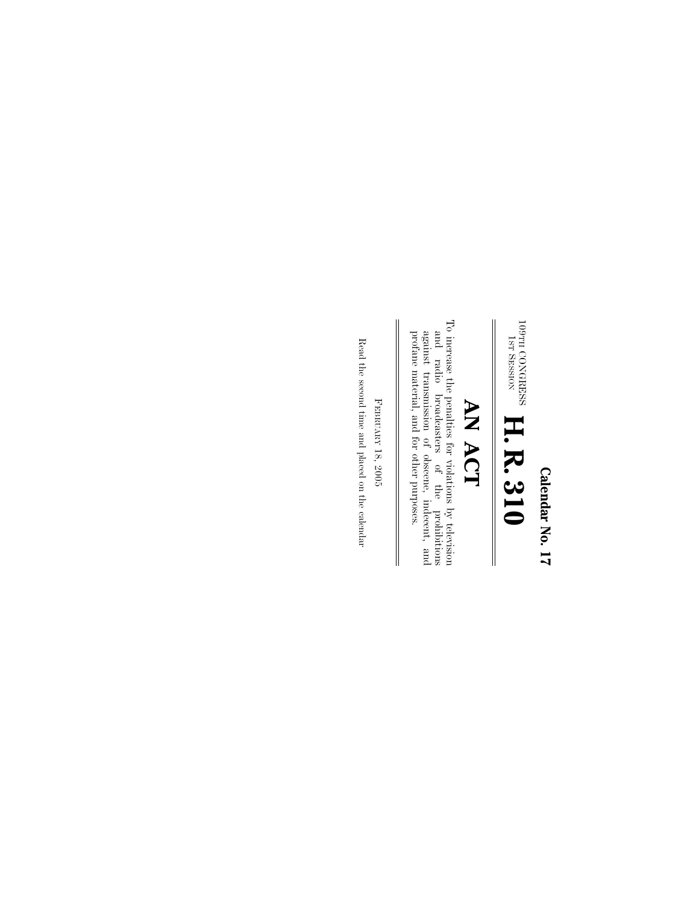**Calendar No. 17**

109TH CONGRESS
1ST SESSION

# H. R. 310

## AN ACT

To increase the penalties for violations by television and radio broadcasters of the prohibitions against transmission of obscene, indecent, and profane material, and for other purposes.

FEBRUARY 18, 2005

Read the second time and placed on the calendar